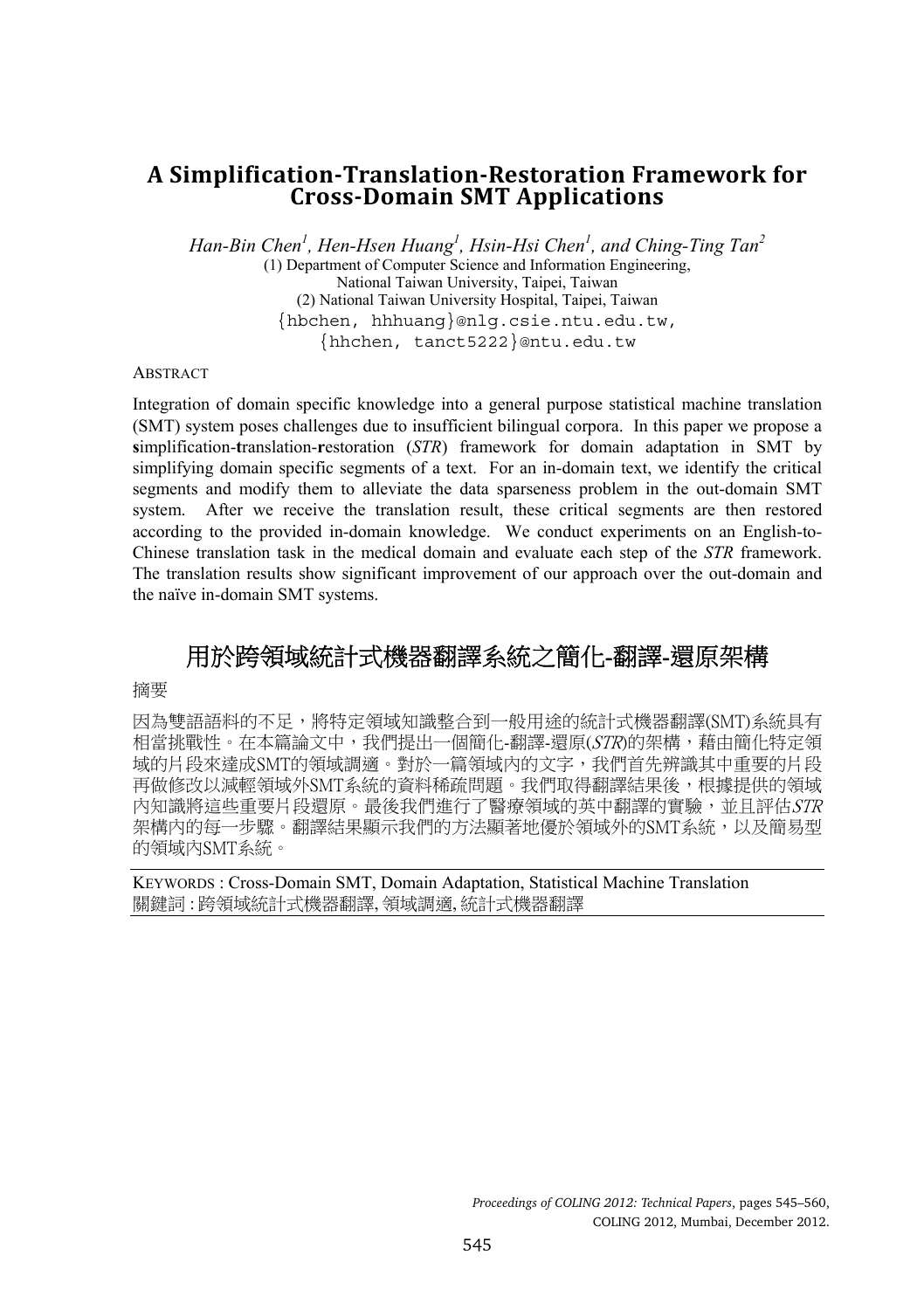# A Simplification-Translation-Restoration Framework for Cross-Domain SMT Applications

*Han-Bin Chen[1], Hen-Hsen Huang[1], Hsin-Hsi Chen[1], and Ching-Ting Tan[2]*

(1) Department of Computer Science and Information Engineering, National Taiwan University, Taipei, Taiwan

(2) National Taiwan University Hospital, Taipei, Taiwan

{hbchen, hhhuang}@nlg.csie.ntu.edu.tw,
{hhchen, tanct5222}@ntu.edu.tw

ABSTRACT

Integration of domain specific knowledge into a general purpose statistical machine translation (SMT) system poses challenges due to insufficient bilingual corpora. In this paper we propose a **s**implification-**t**ranslation-**r**estoration (*STR*) framework for domain adaptation in SMT by simplifying domain specific segments of a text. For an in-domain text, we identify the critical segments and modify them to alleviate the data sparseness problem in the out-domain SMT system. After we receive the translation result, these critical segments are then restored according to the provided in-domain knowledge. We conduct experiments on an English-to-Chinese translation task in the medical domain and evaluate each step of the *STR* framework. The translation results show significant improvement of our approach over the out-domain and the naïve in-domain SMT systems.

# 用於跨領域統計式機器翻譯系統之簡化-翻譯-還原架構

摘要

因為雙語語料的不足，將特定領域知識整合到一般用途的統計式機器翻譯(SMT)系統具有相當挑戰性。在本篇論文中，我們提出一個簡化-翻譯-還原(*STR*)的架構，藉由簡化特定領域的片段來達成SMT的領域調適。對於一篇領域內的文字，我們首先辨識其中重要的片段再做修改以減輕領域外SMT系統的資料稀疏問題。我們取得翻譯結果後，根據提供的領域內知識將這些重要片段還原。最後我們進行了醫療領域的英中翻譯的實驗，並且評估*STR*架構內的每一步驟。翻譯結果顯示我們的方法顯著地優於領域外的SMT系統，以及簡易型的領域內SMT系統。

KEYWORDS : Cross-Domain SMT, Domain Adaptation, Statistical Machine Translation
關鍵詞 : 跨領域統計式機器翻譯, 領域調適, 統計式機器翻譯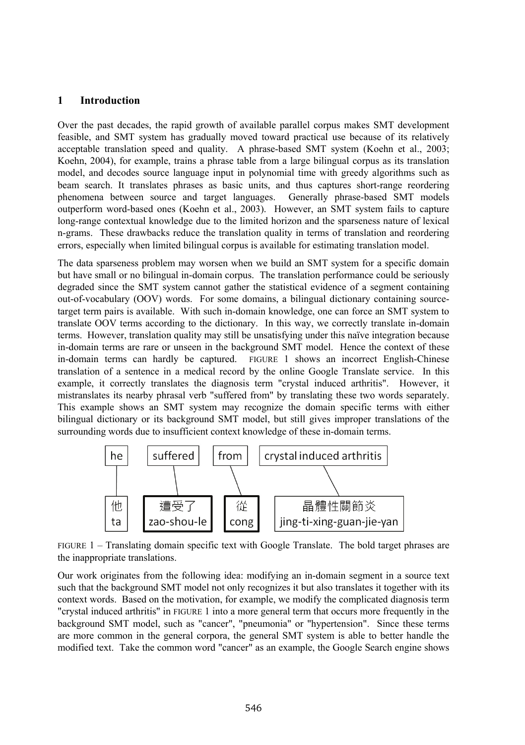## 1 Introduction

Over the past decades, the rapid growth of available parallel corpus makes SMT development feasible, and SMT system has gradually moved toward practical use because of its relatively acceptable translation speed and quality. A phrase-based SMT system (Koehn et al., 2003; Koehn, 2004), for example, trains a phrase table from a large bilingual corpus as its translation model, and decodes source language input in polynomial time with greedy algorithms such as beam search. It translates phrases as basic units, and thus captures short-range reordering phenomena between source and target languages. Generally phrase-based SMT models outperform word-based ones (Koehn et al., 2003). However, an SMT system fails to capture long-range contextual knowledge due to the limited horizon and the sparseness nature of lexical n-grams. These drawbacks reduce the translation quality in terms of translation and reordering errors, especially when limited bilingual corpus is available for estimating translation model.

The data sparseness problem may worsen when we build an SMT system for a specific domain but have small or no bilingual in-domain corpus. The translation performance could be seriously degraded since the SMT system cannot gather the statistical evidence of a segment containing out-of-vocabulary (OOV) words. For some domains, a bilingual dictionary containing source-target term pairs is available. With such in-domain knowledge, one can force an SMT system to translate OOV terms according to the dictionary. In this way, we correctly translate in-domain terms. However, translation quality may still be unsatisfying under this naïve integration because in-domain terms are rare or unseen in the background SMT model. Hence the context of these in-domain terms can hardly be captured. FIGURE 1 shows an incorrect English-Chinese translation of a sentence in a medical record by the online Google Translate service. In this example, it correctly translates the diagnosis term "crystal induced arthritis". However, it mistranslates its nearby phrasal verb "suffered from" by translating these two words separately. This example shows an SMT system may recognize the domain specific terms with either bilingual dictionary or its background SMT model, but still gives improper translations of the surrounding words due to insufficient context knowledge of these in-domain terms.

| he | suffered | from | crystal induced arthritis |
|---|---|---|---|
| 他 ta | **遭受了 zao-shou-le** | **從 cong** | 晶體性關節炎 jing-ti-xing-guan-jie-yan |

FIGURE 1 – Translating domain specific text with Google Translate. The bold target phrases are the inappropriate translations.

Our work originates from the following idea: modifying an in-domain segment in a source text such that the background SMT model not only recognizes it but also translates it together with its context words. Based on the motivation, for example, we modify the complicated diagnosis term "crystal induced arthritis" in FIGURE 1 into a more general term that occurs more frequently in the background SMT model, such as "cancer", "pneumonia" or "hypertension". Since these terms are more common in the general corpora, the general SMT system is able to better handle the modified text. Take the common word "cancer" as an example, the Google Search engine shows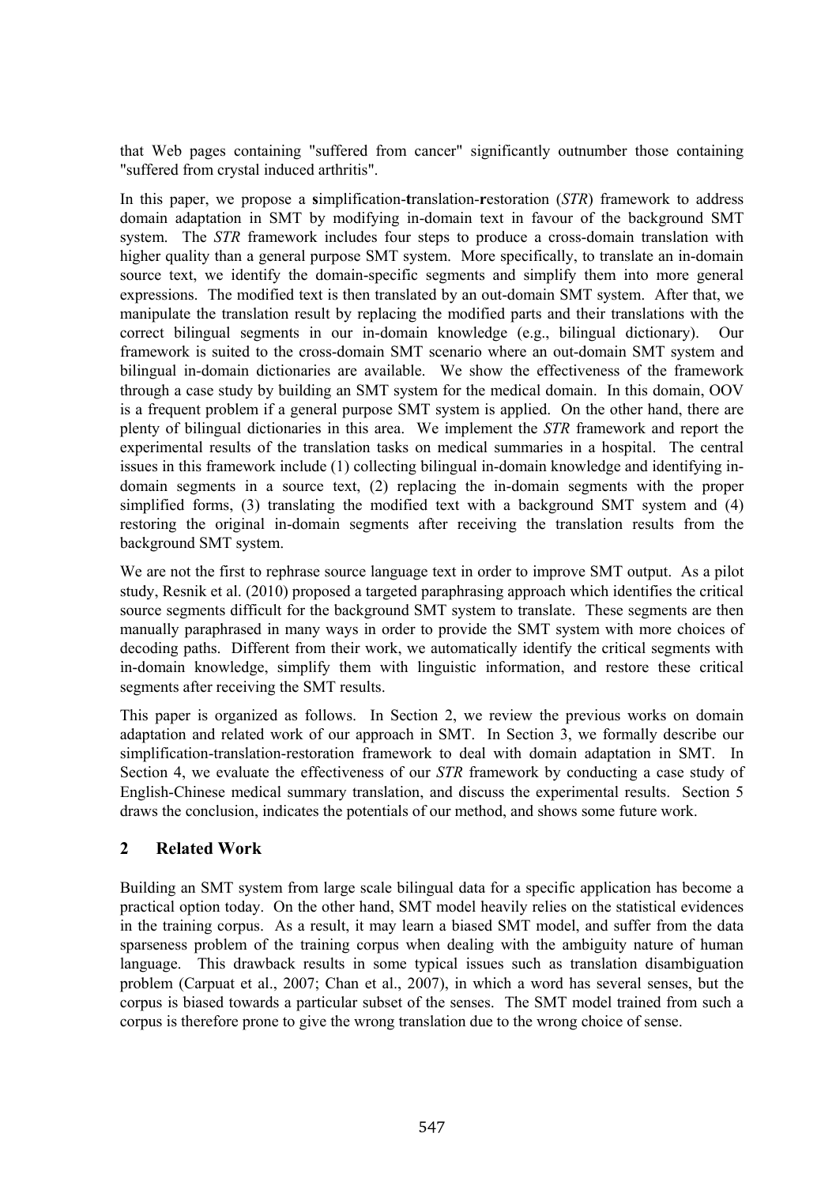that Web pages containing "suffered from cancer" significantly outnumber those containing "suffered from crystal induced arthritis".

In this paper, we propose a **s**implification-**t**ranslation-**r**estoration (*STR*) framework to address domain adaptation in SMT by modifying in-domain text in favour of the background SMT system. The *STR* framework includes four steps to produce a cross-domain translation with higher quality than a general purpose SMT system. More specifically, to translate an in-domain source text, we identify the domain-specific segments and simplify them into more general expressions. The modified text is then translated by an out-domain SMT system. After that, we manipulate the translation result by replacing the modified parts and their translations with the correct bilingual segments in our in-domain knowledge (e.g., bilingual dictionary). Our framework is suited to the cross-domain SMT scenario where an out-domain SMT system and bilingual in-domain dictionaries are available. We show the effectiveness of the framework through a case study by building an SMT system for the medical domain. In this domain, OOV is a frequent problem if a general purpose SMT system is applied. On the other hand, there are plenty of bilingual dictionaries in this area. We implement the *STR* framework and report the experimental results of the translation tasks on medical summaries in a hospital. The central issues in this framework include (1) collecting bilingual in-domain knowledge and identifying in-domain segments in a source text, (2) replacing the in-domain segments with the proper simplified forms, (3) translating the modified text with a background SMT system and (4) restoring the original in-domain segments after receiving the translation results from the background SMT system.

We are not the first to rephrase source language text in order to improve SMT output. As a pilot study, Resnik et al. (2010) proposed a targeted paraphrasing approach which identifies the critical source segments difficult for the background SMT system to translate. These segments are then manually paraphrased in many ways in order to provide the SMT system with more choices of decoding paths. Different from their work, we automatically identify the critical segments with in-domain knowledge, simplify them with linguistic information, and restore these critical segments after receiving the SMT results.

This paper is organized as follows. In Section 2, we review the previous works on domain adaptation and related work of our approach in SMT. In Section 3, we formally describe our simplification-translation-restoration framework to deal with domain adaptation in SMT. In Section 4, we evaluate the effectiveness of our *STR* framework by conducting a case study of English-Chinese medical summary translation, and discuss the experimental results. Section 5 draws the conclusion, indicates the potentials of our method, and shows some future work.

## 2 Related Work

Building an SMT system from large scale bilingual data for a specific application has become a practical option today. On the other hand, SMT model heavily relies on the statistical evidences in the training corpus. As a result, it may learn a biased SMT model, and suffer from the data sparseness problem of the training corpus when dealing with the ambiguity nature of human language. This drawback results in some typical issues such as translation disambiguation problem (Carpuat et al., 2007; Chan et al., 2007), in which a word has several senses, but the corpus is biased towards a particular subset of the senses. The SMT model trained from such a corpus is therefore prone to give the wrong translation due to the wrong choice of sense.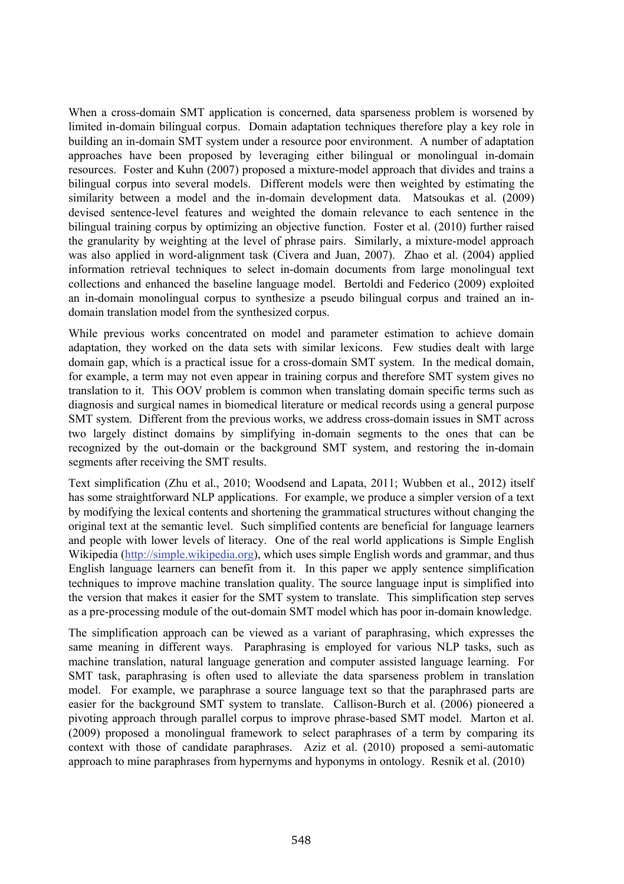When a cross-domain SMT application is concerned, data sparseness problem is worsened by limited in-domain bilingual corpus. Domain adaptation techniques therefore play a key role in building an in-domain SMT system under a resource poor environment. A number of adaptation approaches have been proposed by leveraging either bilingual or monolingual in-domain resources. Foster and Kuhn (2007) proposed a mixture-model approach that divides and trains a bilingual corpus into several models. Different models were then weighted by estimating the similarity between a model and the in-domain development data. Matsoukas et al. (2009) devised sentence-level features and weighted the domain relevance to each sentence in the bilingual training corpus by optimizing an objective function. Foster et al. (2010) further raised the granularity by weighting at the level of phrase pairs. Similarly, a mixture-model approach was also applied in word-alignment task (Civera and Juan, 2007). Zhao et al. (2004) applied information retrieval techniques to select in-domain documents from large monolingual text collections and enhanced the baseline language model. Bertoldi and Federico (2009) exploited an in-domain monolingual corpus to synthesize a pseudo bilingual corpus and trained an in-domain translation model from the synthesized corpus.

While previous works concentrated on model and parameter estimation to achieve domain adaptation, they worked on the data sets with similar lexicons. Few studies dealt with large domain gap, which is a practical issue for a cross-domain SMT system. In the medical domain, for example, a term may not even appear in training corpus and therefore SMT system gives no translation to it. This OOV problem is common when translating domain specific terms such as diagnosis and surgical names in biomedical literature or medical records using a general purpose SMT system. Different from the previous works, we address cross-domain issues in SMT across two largely distinct domains by simplifying in-domain segments to the ones that can be recognized by the out-domain or the background SMT system, and restoring the in-domain segments after receiving the SMT results.

Text simplification (Zhu et al., 2010; Woodsend and Lapata, 2011; Wubben et al., 2012) itself has some straightforward NLP applications. For example, we produce a simpler version of a text by modifying the lexical contents and shortening the grammatical structures without changing the original text at the semantic level. Such simplified contents are beneficial for language learners and people with lower levels of literacy. One of the real world applications is Simple English Wikipedia (http://simple.wikipedia.org), which uses simple English words and grammar, and thus English language learners can benefit from it. In this paper we apply sentence simplification techniques to improve machine translation quality. The source language input is simplified into the version that makes it easier for the SMT system to translate. This simplification step serves as a pre-processing module of the out-domain SMT model which has poor in-domain knowledge.

The simplification approach can be viewed as a variant of paraphrasing, which expresses the same meaning in different ways. Paraphrasing is employed for various NLP tasks, such as machine translation, natural language generation and computer assisted language learning. For SMT task, paraphrasing is often used to alleviate the data sparseness problem in translation model. For example, we paraphrase a source language text so that the paraphrased parts are easier for the background SMT system to translate. Callison-Burch et al. (2006) pioneered a pivoting approach through parallel corpus to improve phrase-based SMT model. Marton et al. (2009) proposed a monolingual framework to select paraphrases of a term by comparing its context with those of candidate paraphrases. Aziz et al. (2010) proposed a semi-automatic approach to mine paraphrases from hypernyms and hyponyms in ontology. Resnik et al. (2010)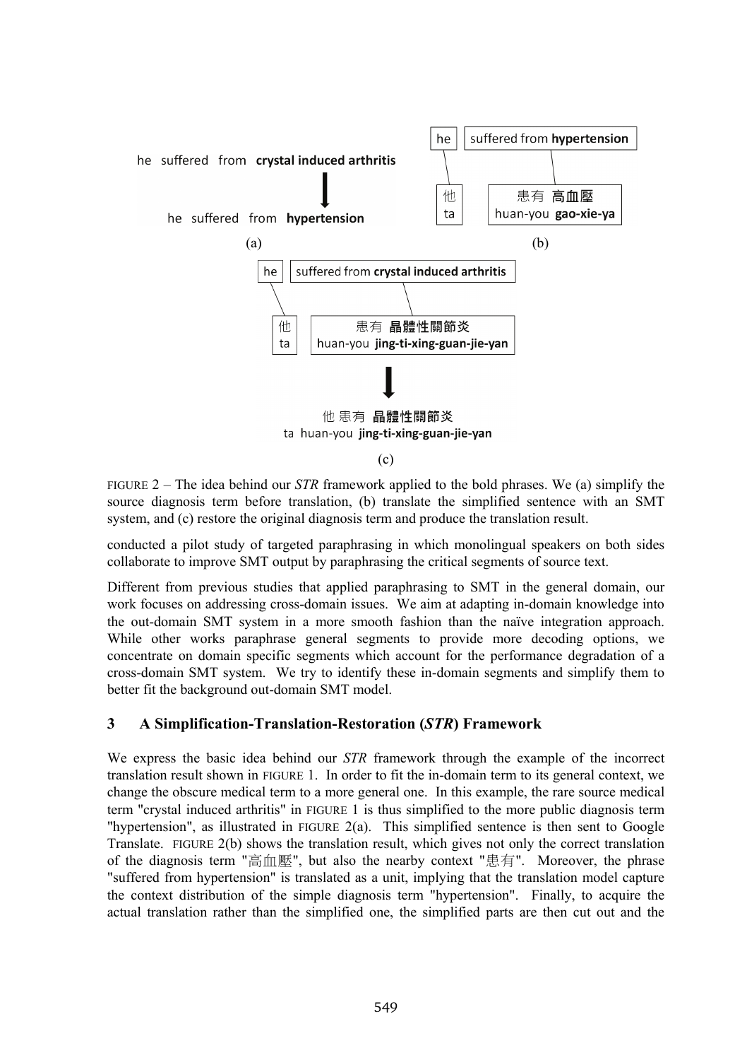FIGURE 2 – The idea behind our *STR* framework applied to the bold phrases. We (a) simplify the source diagnosis term before translation, (b) translate the simplified sentence with an SMT system, and (c) restore the original diagnosis term and produce the translation result.

conducted a pilot study of targeted paraphrasing in which monolingual speakers on both sides collaborate to improve SMT output by paraphrasing the critical segments of source text.

Different from previous studies that applied paraphrasing to SMT in the general domain, our work focuses on addressing cross-domain issues. We aim at adapting in-domain knowledge into the out-domain SMT system in a more smooth fashion than the naïve integration approach. While other works paraphrase general segments to provide more decoding options, we concentrate on domain specific segments which account for the performance degradation of a cross-domain SMT system. We try to identify these in-domain segments and simplify them to better fit the background out-domain SMT model.

## 3 A Simplification-Translation-Restoration (*STR*) Framework

We express the basic idea behind our *STR* framework through the example of the incorrect translation result shown in FIGURE 1. In order to fit the in-domain term to its general context, we change the obscure medical term to a more general one. In this example, the rare source medical term "crystal induced arthritis" in FIGURE 1 is thus simplified to the more public diagnosis term "hypertension", as illustrated in FIGURE 2(a). This simplified sentence is then sent to Google Translate. FIGURE 2(b) shows the translation result, which gives not only the correct translation of the diagnosis term "高血壓", but also the nearby context "患有". Moreover, the phrase "suffered from hypertension" is translated as a unit, implying that the translation model capture the context distribution of the simple diagnosis term "hypertension". Finally, to acquire the actual translation rather than the simplified one, the simplified parts are then cut out and the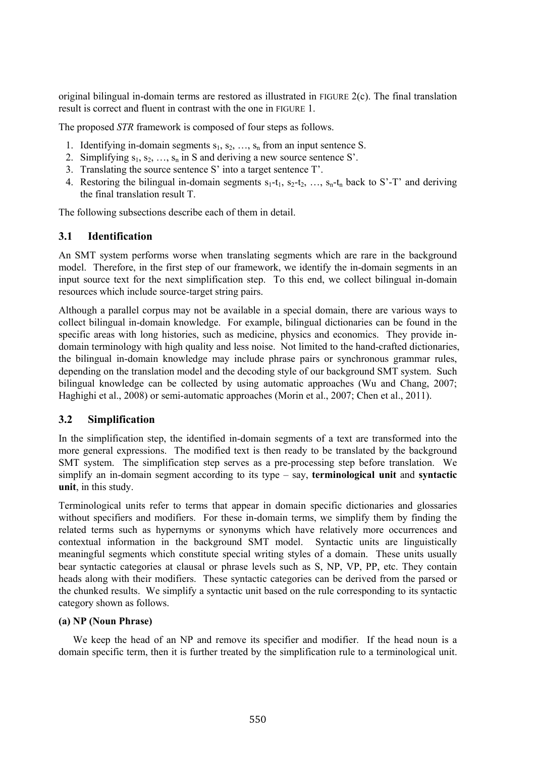original bilingual in-domain terms are restored as illustrated in FIGURE 2(c). The final translation result is correct and fluent in contrast with the one in FIGURE 1.

The proposed *STR* framework is composed of four steps as follows.

1. Identifying in-domain segments $s_1$, $s_2$, …, $s_n$ from an input sentence S.
2. Simplifying $s_1$, $s_2$, …, $s_n$ in S and deriving a new source sentence S'.
3. Translating the source sentence S' into a target sentence T'.
4. Restoring the bilingual in-domain segments $s_1$-$t_1$, $s_2$-$t_2$, …, $s_n$-$t_n$ back to S'-T' and deriving the final translation result T.

The following subsections describe each of them in detail.

## 3.1 Identification

An SMT system performs worse when translating segments which are rare in the background model. Therefore, in the first step of our framework, we identify the in-domain segments in an input source text for the next simplification step. To this end, we collect bilingual in-domain resources which include source-target string pairs.

Although a parallel corpus may not be available in a special domain, there are various ways to collect bilingual in-domain knowledge. For example, bilingual dictionaries can be found in the specific areas with long histories, such as medicine, physics and economics. They provide in-domain terminology with high quality and less noise. Not limited to the hand-crafted dictionaries, the bilingual in-domain knowledge may include phrase pairs or synchronous grammar rules, depending on the translation model and the decoding style of our background SMT system. Such bilingual knowledge can be collected by using automatic approaches (Wu and Chang, 2007; Haghighi et al., 2008) or semi-automatic approaches (Morin et al., 2007; Chen et al., 2011).

## 3.2 Simplification

In the simplification step, the identified in-domain segments of a text are transformed into the more general expressions. The modified text is then ready to be translated by the background SMT system. The simplification step serves as a pre-processing step before translation. We simplify an in-domain segment according to its type – say, **terminological unit** and **syntactic unit**, in this study.

Terminological units refer to terms that appear in domain specific dictionaries and glossaries without specifiers and modifiers. For these in-domain terms, we simplify them by finding the related terms such as hypernyms or synonyms which have relatively more occurrences and contextual information in the background SMT model. Syntactic units are linguistically meaningful segments which constitute special writing styles of a domain. These units usually bear syntactic categories at clausal or phrase levels such as S, NP, VP, PP, etc. They contain heads along with their modifiers. These syntactic categories can be derived from the parsed or the chunked results. We simplify a syntactic unit based on the rule corresponding to its syntactic category shown as follows.

**(a) NP (Noun Phrase)**

We keep the head of an NP and remove its specifier and modifier. If the head noun is a domain specific term, then it is further treated by the simplification rule to a terminological unit.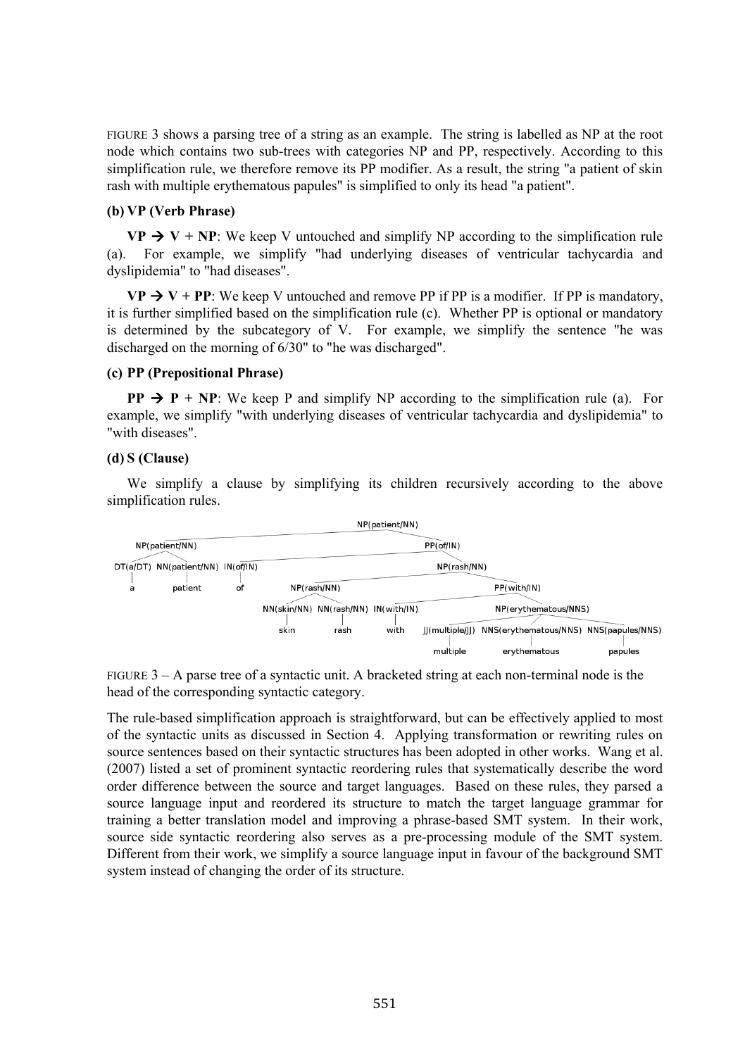FIGURE 3 shows a parsing tree of a string as an example. The string is labelled as NP at the root node which contains two sub-trees with categories NP and PP, respectively. According to this simplification rule, we therefore remove its PP modifier. As a result, the string "a patient of skin rash with multiple erythematous papules" is simplified to only its head "a patient".

**(b) VP (Verb Phrase)**

**VP → V + NP**: We keep V untouched and simplify NP according to the simplification rule (a). For example, we simplify "had underlying diseases of ventricular tachycardia and dyslipidemia" to "had diseases".

**VP → V + PP**: We keep V untouched and remove PP if PP is a modifier. If PP is mandatory, it is further simplified based on the simplification rule (c). Whether PP is optional or mandatory is determined by the subcategory of V. For example, we simplify the sentence "he was discharged on the morning of 6/30" to "he was discharged".

**(c) PP (Prepositional Phrase)**

**PP → P + NP**: We keep P and simplify NP according to the simplification rule (a). For example, we simplify "with underlying diseases of ventricular tachycardia and dyslipidemia" to "with diseases".

**(d) S (Clause)**

We simplify a clause by simplifying its children recursively according to the above simplification rules.

FIGURE 3 – A parse tree of a syntactic unit. A bracketed string at each non-terminal node is the head of the corresponding syntactic category.

The rule-based simplification approach is straightforward, but can be effectively applied to most of the syntactic units as discussed in Section 4. Applying transformation or rewriting rules on source sentences based on their syntactic structures has been adopted in other works. Wang et al. (2007) listed a set of prominent syntactic reordering rules that systematically describe the word order difference between the source and target languages. Based on these rules, they parsed a source language input and reordered its structure to match the target language grammar for training a better translation model and improving a phrase-based SMT system. In their work, source side syntactic reordering also serves as a pre-processing module of the SMT system. Different from their work, we simplify a source language input in favour of the background SMT system instead of changing the order of its structure.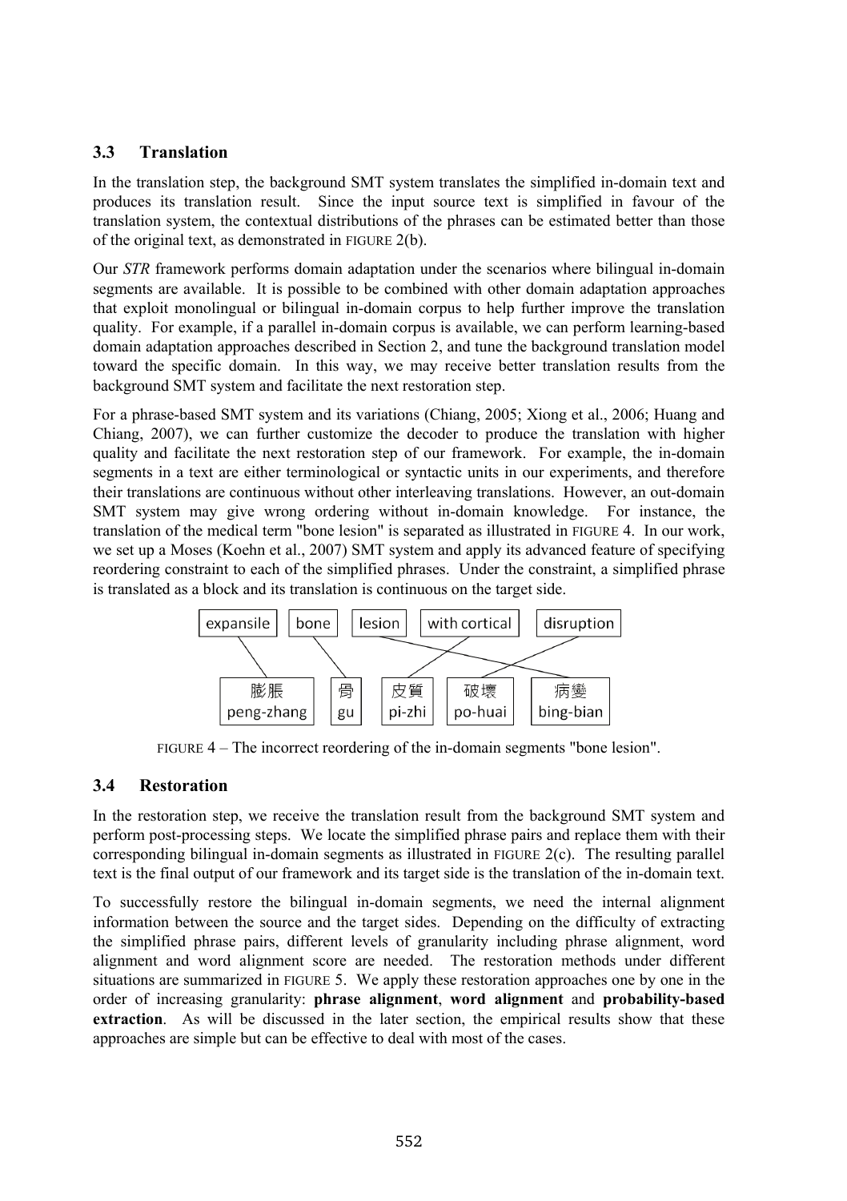### 3.3 Translation

In the translation step, the background SMT system translates the simplified in-domain text and produces its translation result. Since the input source text is simplified in favour of the translation system, the contextual distributions of the phrases can be estimated better than those of the original text, as demonstrated in FIGURE 2(b).

Our *STR* framework performs domain adaptation under the scenarios where bilingual in-domain segments are available. It is possible to be combined with other domain adaptation approaches that exploit monolingual or bilingual in-domain corpus to help further improve the translation quality. For example, if a parallel in-domain corpus is available, we can perform learning-based domain adaptation approaches described in Section 2, and tune the background translation model toward the specific domain. In this way, we may receive better translation results from the background SMT system and facilitate the next restoration step.

For a phrase-based SMT system and its variations (Chiang, 2005; Xiong et al., 2006; Huang and Chiang, 2007), we can further customize the decoder to produce the translation with higher quality and facilitate the next restoration step of our framework. For example, the in-domain segments in a text are either terminological or syntactic units in our experiments, and therefore their translations are continuous without other interleaving translations. However, an out-domain SMT system may give wrong ordering without in-domain knowledge. For instance, the translation of the medical term "bone lesion" is separated as illustrated in FIGURE 4. In our work, we set up a Moses (Koehn et al., 2007) SMT system and apply its advanced feature of specifying reordering constraint to each of the simplified phrases. Under the constraint, a simplified phrase is translated as a block and its translation is continuous on the target side.

FIGURE 4 – The incorrect reordering of the in-domain segments "bone lesion".

### 3.4 Restoration

In the restoration step, we receive the translation result from the background SMT system and perform post-processing steps. We locate the simplified phrase pairs and replace them with their corresponding bilingual in-domain segments as illustrated in FIGURE 2(c). The resulting parallel text is the final output of our framework and its target side is the translation of the in-domain text.

To successfully restore the bilingual in-domain segments, we need the internal alignment information between the source and the target sides. Depending on the difficulty of extracting the simplified phrase pairs, different levels of granularity including phrase alignment, word alignment and word alignment score are needed. The restoration methods under different situations are summarized in FIGURE 5. We apply these restoration approaches one by one in the order of increasing granularity: **phrase alignment**, **word alignment** and **probability-based extraction**. As will be discussed in the later section, the empirical results show that these approaches are simple but can be effective to deal with most of the cases.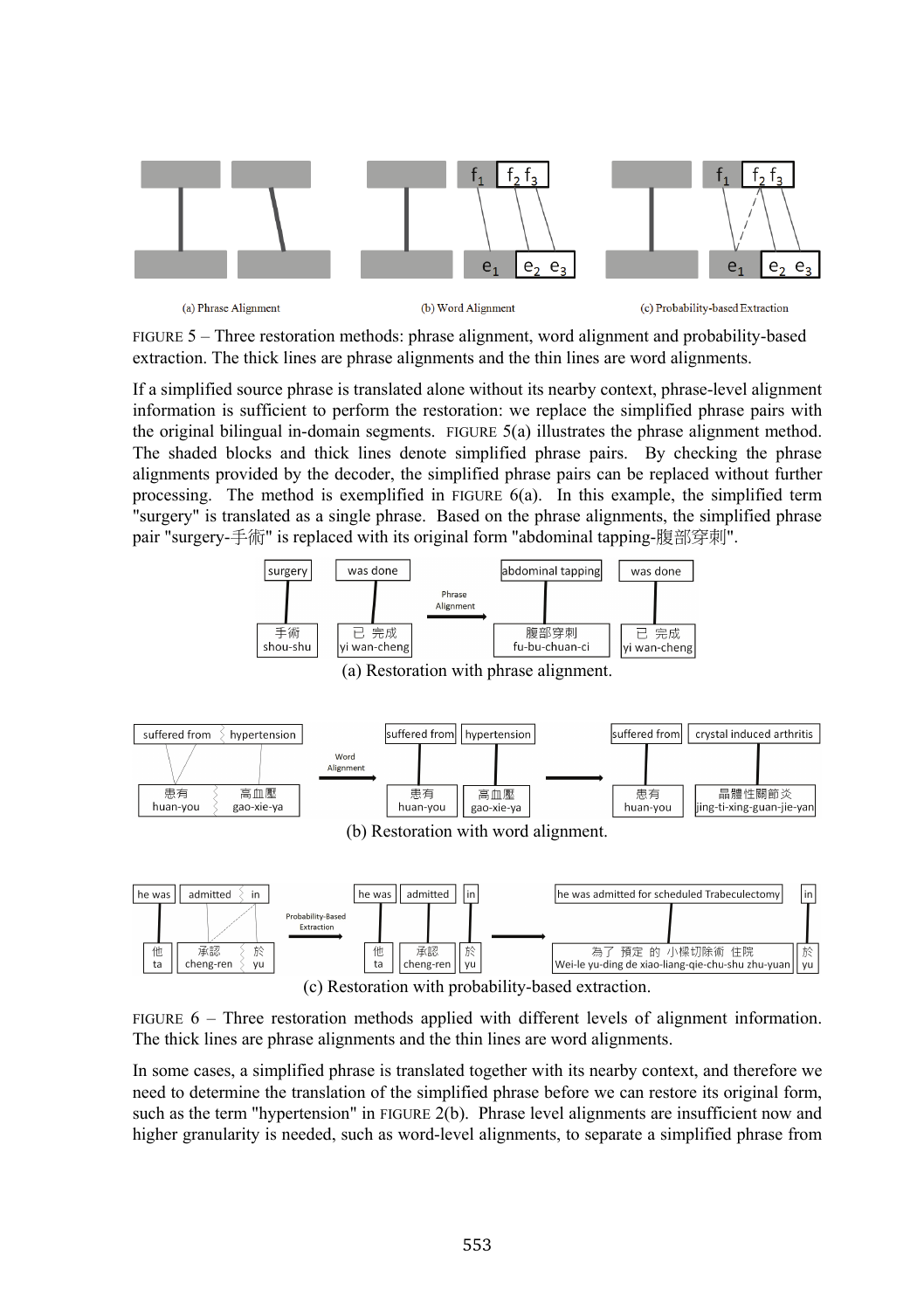(a) Phrase Alignment (b) Word Alignment (c) Probability-based Extraction

FIGURE 5 – Three restoration methods: phrase alignment, word alignment and probability-based extraction. The thick lines are phrase alignments and the thin lines are word alignments.

If a simplified source phrase is translated alone without its nearby context, phrase-level alignment information is sufficient to perform the restoration: we replace the simplified phrase pairs with the original bilingual in-domain segments. FIGURE 5(a) illustrates the phrase alignment method. The shaded blocks and thick lines denote simplified phrase pairs. By checking the phrase alignments provided by the decoder, the simplified phrase pairs can be replaced without further processing. The method is exemplified in FIGURE 6(a). In this example, the simplified term "surgery" is translated as a single phrase. Based on the phrase alignments, the simplified phrase pair "surgery-手術" is replaced with its original form "abdominal tapping-腹部穿刺".

(a) Restoration with phrase alignment.

(b) Restoration with word alignment.

(c) Restoration with probability-based extraction.

FIGURE 6 – Three restoration methods applied with different levels of alignment information. The thick lines are phrase alignments and the thin lines are word alignments.

In some cases, a simplified phrase is translated together with its nearby context, and therefore we need to determine the translation of the simplified phrase before we can restore its original form, such as the term "hypertension" in FIGURE 2(b). Phrase level alignments are insufficient now and higher granularity is needed, such as word-level alignments, to separate a simplified phrase from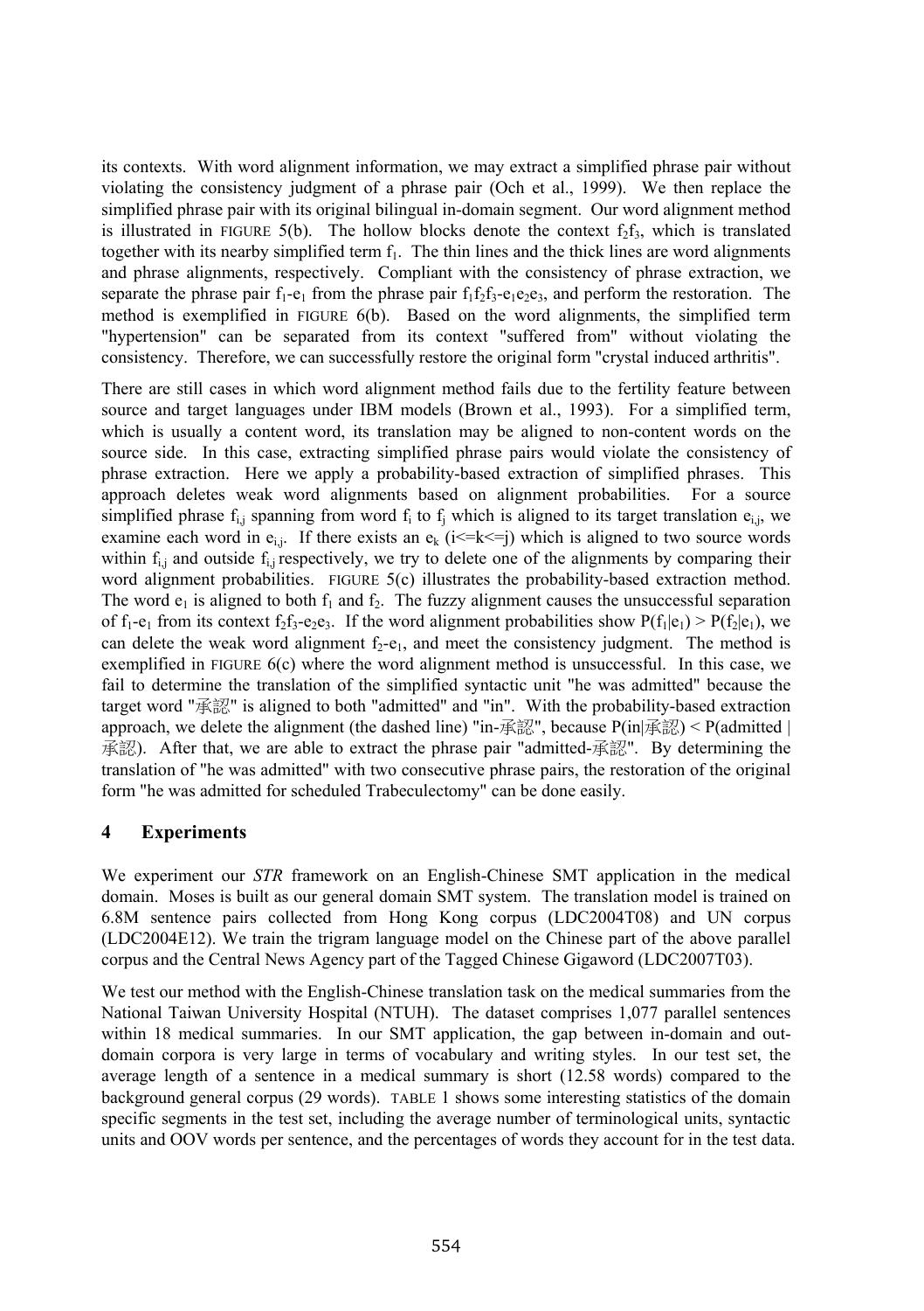its contexts. With word alignment information, we may extract a simplified phrase pair without violating the consistency judgment of a phrase pair (Och et al., 1999). We then replace the simplified phrase pair with its original bilingual in-domain segment. Our word alignment method is illustrated in FIGURE 5(b). The hollow blocks denote the context $f_2f_3$, which is translated together with its nearby simplified term $f_1$. The thin lines and the thick lines are word alignments and phrase alignments, respectively. Compliant with the consistency of phrase extraction, we separate the phrase pair $f_1$-$e_1$ from the phrase pair $f_1f_2f_3$-$e_1e_2e_3$, and perform the restoration. The method is exemplified in FIGURE 6(b). Based on the word alignments, the simplified term "hypertension" can be separated from its context "suffered from" without violating the consistency. Therefore, we can successfully restore the original form "crystal induced arthritis".

There are still cases in which word alignment method fails due to the fertility feature between source and target languages under IBM models (Brown et al., 1993). For a simplified term, which is usually a content word, its translation may be aligned to non-content words on the source side. In this case, extracting simplified phrase pairs would violate the consistency of phrase extraction. Here we apply a probability-based extraction of simplified phrases. This approach deletes weak word alignments based on alignment probabilities. For a source simplified phrase $f_{i,j}$ spanning from word $f_i$ to $f_j$ which is aligned to its target translation $e_{i,j}$, we examine each word in $e_{i,j}$. If there exists an $e_k$ ($i<=k<=j$) which is aligned to two source words within $f_{i,j}$ and outside $f_{i,j}$ respectively, we try to delete one of the alignments by comparing their word alignment probabilities. FIGURE 5(c) illustrates the probability-based extraction method. The word $e_1$ is aligned to both $f_1$ and $f_2$. The fuzzy alignment causes the unsuccessful separation of $f_1$-$e_1$ from its context $f_2f_3$-$e_2e_3$. If the word alignment probabilities show $P(f_1|e_1) > P(f_2|e_1)$, we can delete the weak word alignment $f_2$-$e_1$, and meet the consistency judgment. The method is exemplified in FIGURE 6(c) where the word alignment method is unsuccessful. In this case, we fail to determine the translation of the simplified syntactic unit "he was admitted" because the target word "承認" is aligned to both "admitted" and "in". With the probability-based extraction approach, we delete the alignment (the dashed line) "in-承認", because P(in|承認) < P(admitted | 承認). After that, we are able to extract the phrase pair "admitted-承認". By determining the translation of "he was admitted" with two consecutive phrase pairs, the restoration of the original form "he was admitted for scheduled Trabeculectomy" can be done easily.

## 4 Experiments

We experiment our *STR* framework on an English-Chinese SMT application in the medical domain. Moses is built as our general domain SMT system. The translation model is trained on 6.8M sentence pairs collected from Hong Kong corpus (LDC2004T08) and UN corpus (LDC2004E12). We train the trigram language model on the Chinese part of the above parallel corpus and the Central News Agency part of the Tagged Chinese Gigaword (LDC2007T03).

We test our method with the English-Chinese translation task on the medical summaries from the National Taiwan University Hospital (NTUH). The dataset comprises 1,077 parallel sentences within 18 medical summaries. In our SMT application, the gap between in-domain and out-domain corpora is very large in terms of vocabulary and writing styles. In our test set, the average length of a sentence in a medical summary is short (12.58 words) compared to the background general corpus (29 words). TABLE 1 shows some interesting statistics of the domain specific segments in the test set, including the average number of terminological units, syntactic units and OOV words per sentence, and the percentages of words they account for in the test data.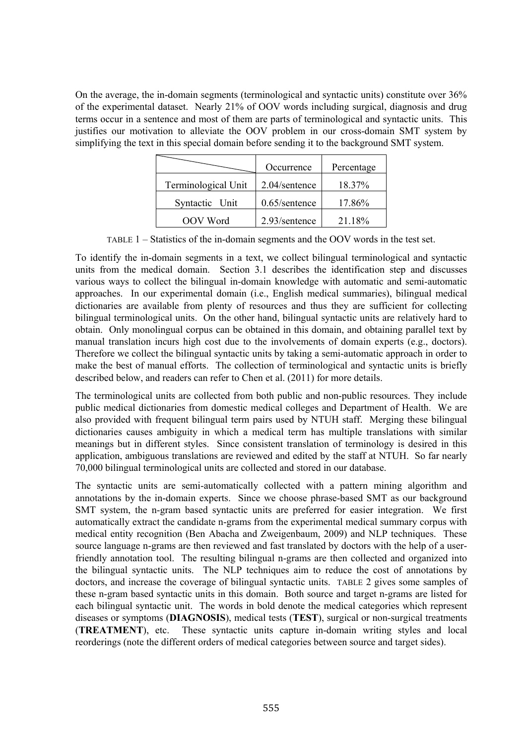On the average, the in-domain segments (terminological and syntactic units) constitute over 36% of the experimental dataset. Nearly 21% of OOV words including surgical, diagnosis and drug terms occur in a sentence and most of them are parts of terminological and syntactic units. This justifies our motivation to alleviate the OOV problem in our cross-domain SMT system by simplifying the text in this special domain before sending it to the background SMT system.

| | Occurrence | Percentage |
|---|---|---|
| Terminological Unit | 2.04/sentence | 18.37% |
| Syntactic Unit | 0.65/sentence | 17.86% |
| OOV Word | 2.93/sentence | 21.18% |

TABLE 1 – Statistics of the in-domain segments and the OOV words in the test set.

To identify the in-domain segments in a text, we collect bilingual terminological and syntactic units from the medical domain. Section 3.1 describes the identification step and discusses various ways to collect the bilingual in-domain knowledge with automatic and semi-automatic approaches. In our experimental domain (i.e., English medical summaries), bilingual medical dictionaries are available from plenty of resources and thus they are sufficient for collecting bilingual terminological units. On the other hand, bilingual syntactic units are relatively hard to obtain. Only monolingual corpus can be obtained in this domain, and obtaining parallel text by manual translation incurs high cost due to the involvements of domain experts (e.g., doctors). Therefore we collect the bilingual syntactic units by taking a semi-automatic approach in order to make the best of manual efforts. The collection of terminological and syntactic units is briefly described below, and readers can refer to Chen et al. (2011) for more details.

The terminological units are collected from both public and non-public resources. They include public medical dictionaries from domestic medical colleges and Department of Health. We are also provided with frequent bilingual term pairs used by NTUH staff. Merging these bilingual dictionaries causes ambiguity in which a medical term has multiple translations with similar meanings but in different styles. Since consistent translation of terminology is desired in this application, ambiguous translations are reviewed and edited by the staff at NTUH. So far nearly 70,000 bilingual terminological units are collected and stored in our database.

The syntactic units are semi-automatically collected with a pattern mining algorithm and annotations by the in-domain experts. Since we choose phrase-based SMT as our background SMT system, the n-gram based syntactic units are preferred for easier integration. We first automatically extract the candidate n-grams from the experimental medical summary corpus with medical entity recognition (Ben Abacha and Zweigenbaum, 2009) and NLP techniques. These source language n-grams are then reviewed and fast translated by doctors with the help of a user-friendly annotation tool. The resulting bilingual n-grams are then collected and organized into the bilingual syntactic units. The NLP techniques aim to reduce the cost of annotations by doctors, and increase the coverage of bilingual syntactic units. TABLE 2 gives some samples of these n-gram based syntactic units in this domain. Both source and target n-grams are listed for each bilingual syntactic unit. The words in bold denote the medical categories which represent diseases or symptoms (**DIAGNOSIS**), medical tests (**TEST**), surgical or non-surgical treatments (**TREATMENT**), etc. These syntactic units capture in-domain writing styles and local reorderings (note the different orders of medical categories between source and target sides).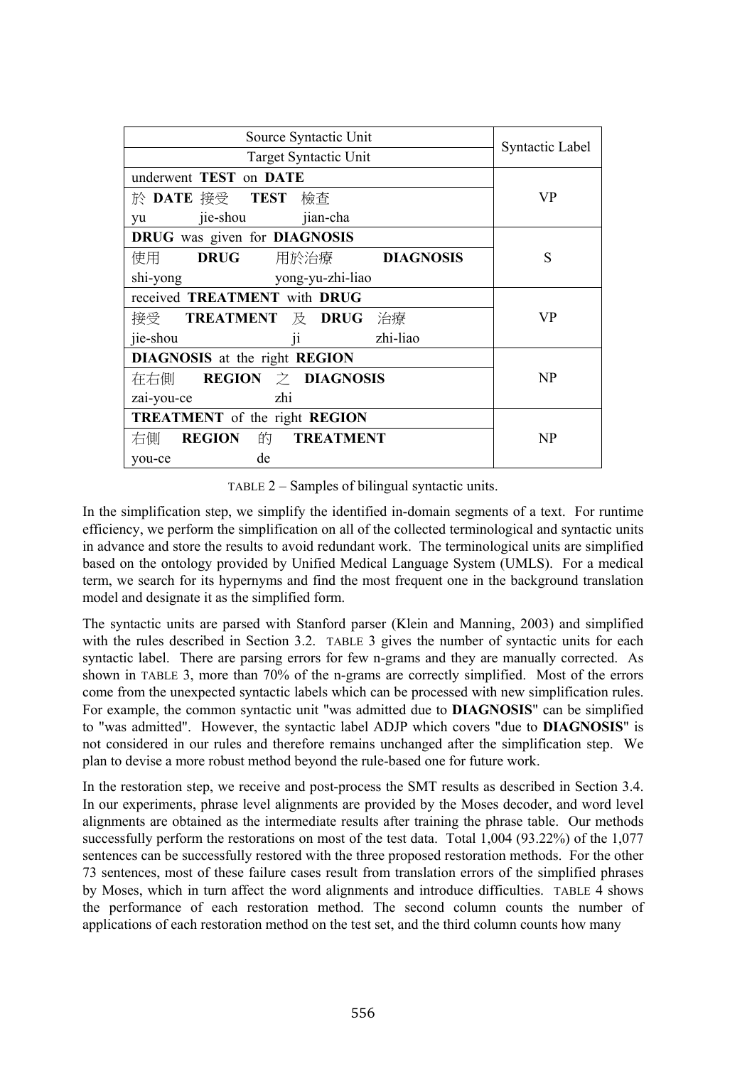| Source Syntactic Unit / Target Syntactic Unit | Syntactic Label |
|---|---|
| underwent **TEST** on **DATE** | VP |
| 於 **DATE** 接受 **TEST** 檢查<br>yu jie-shou jian-cha | |
| **DRUG** was given for **DIAGNOSIS** | S |
| 使用 **DRUG** 用於治療 **DIAGNOSIS**<br>shi-yong yong-yu-zhi-liao | |
| received **TREATMENT** with **DRUG** | VP |
| 接受 **TREATMENT** 及 **DRUG** 治療<br>jie-shou ji zhi-liao | |
| **DIAGNOSIS** at the right **REGION** | NP |
| 在右側 **REGION** 之 **DIAGNOSIS**<br>zai-you-ce zhi | |
| **TREATMENT** of the right **REGION** | NP |
| 右側 **REGION** 的 **TREATMENT**<br>you-ce de | |

TABLE 2 – Samples of bilingual syntactic units.

In the simplification step, we simplify the identified in-domain segments of a text. For runtime efficiency, we perform the simplification on all of the collected terminological and syntactic units in advance and store the results to avoid redundant work. The terminological units are simplified based on the ontology provided by Unified Medical Language System (UMLS). For a medical term, we search for its hypernyms and find the most frequent one in the background translation model and designate it as the simplified form.

The syntactic units are parsed with Stanford parser (Klein and Manning, 2003) and simplified with the rules described in Section 3.2. TABLE 3 gives the number of syntactic units for each syntactic label. There are parsing errors for few n-grams and they are manually corrected. As shown in TABLE 3, more than 70% of the n-grams are correctly simplified. Most of the errors come from the unexpected syntactic labels which can be processed with new simplification rules. For example, the common syntactic unit "was admitted due to **DIAGNOSIS**" can be simplified to "was admitted". However, the syntactic label ADJP which covers "due to **DIAGNOSIS**" is not considered in our rules and therefore remains unchanged after the simplification step. We plan to devise a more robust method beyond the rule-based one for future work.

In the restoration step, we receive and post-process the SMT results as described in Section 3.4. In our experiments, phrase level alignments are provided by the Moses decoder, and word level alignments are obtained as the intermediate results after training the phrase table. Our methods successfully perform the restorations on most of the test data. Total 1,004 (93.22%) of the 1,077 sentences can be successfully restored with the three proposed restoration methods. For the other 73 sentences, most of these failure cases result from translation errors of the simplified phrases by Moses, which in turn affect the word alignments and introduce difficulties. TABLE 4 shows the performance of each restoration method. The second column counts the number of applications of each restoration method on the test set, and the third column counts how many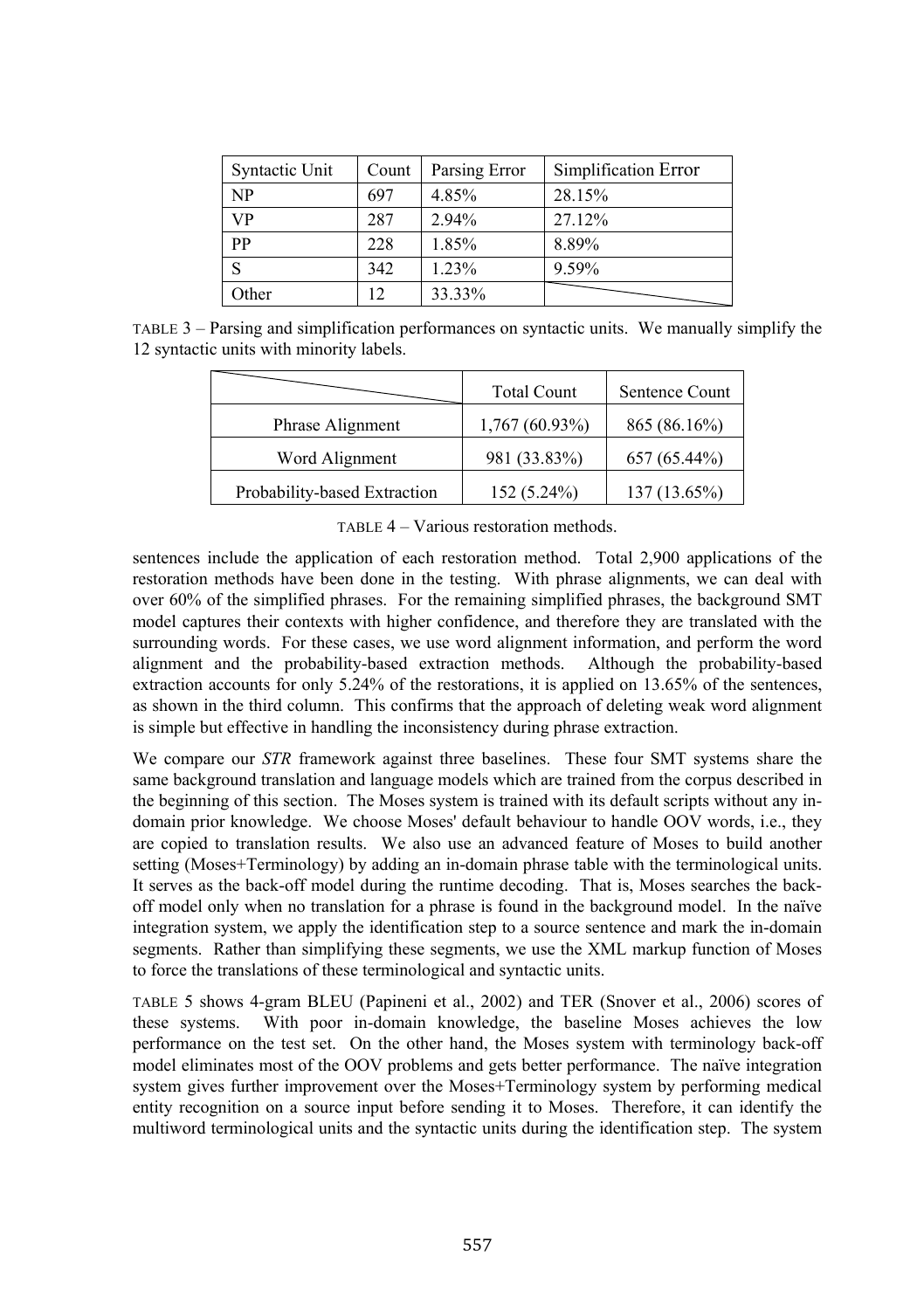| Syntactic Unit | Count | Parsing Error | Simplification Error |
| --- | --- | --- | --- |
| NP | 697 | 4.85% | 28.15% |
| VP | 287 | 2.94% | 27.12% |
| PP | 228 | 1.85% | 8.89% |
| S | 342 | 1.23% | 9.59% |
| Other | 12 | 33.33% | |

TABLE 3 – Parsing and simplification performances on syntactic units. We manually simplify the 12 syntactic units with minority labels.

| | Total Count | Sentence Count |
| --- | --- | --- |
| Phrase Alignment | 1,767 (60.93%) | 865 (86.16%) |
| Word Alignment | 981 (33.83%) | 657 (65.44%) |
| Probability-based Extraction | 152 (5.24%) | 137 (13.65%) |

TABLE 4 – Various restoration methods.

sentences include the application of each restoration method. Total 2,900 applications of the restoration methods have been done in the testing. With phrase alignments, we can deal with over 60% of the simplified phrases. For the remaining simplified phrases, the background SMT model captures their contexts with higher confidence, and therefore they are translated with the surrounding words. For these cases, we use word alignment information, and perform the word alignment and the probability-based extraction methods. Although the probability-based extraction accounts for only 5.24% of the restorations, it is applied on 13.65% of the sentences, as shown in the third column. This confirms that the approach of deleting weak word alignment is simple but effective in handling the inconsistency during phrase extraction.

We compare our *STR* framework against three baselines. These four SMT systems share the same background translation and language models which are trained from the corpus described in the beginning of this section. The Moses system is trained with its default scripts without any in-domain prior knowledge. We choose Moses' default behaviour to handle OOV words, i.e., they are copied to translation results. We also use an advanced feature of Moses to build another setting (Moses+Terminology) by adding an in-domain phrase table with the terminological units. It serves as the back-off model during the runtime decoding. That is, Moses searches the back-off model only when no translation for a phrase is found in the background model. In the naïve integration system, we apply the identification step to a source sentence and mark the in-domain segments. Rather than simplifying these segments, we use the XML markup function of Moses to force the translations of these terminological and syntactic units.

TABLE 5 shows 4-gram BLEU (Papineni et al., 2002) and TER (Snover et al., 2006) scores of these systems. With poor in-domain knowledge, the baseline Moses achieves the low performance on the test set. On the other hand, the Moses system with terminology back-off model eliminates most of the OOV problems and gets better performance. The naïve integration system gives further improvement over the Moses+Terminology system by performing medical entity recognition on a source input before sending it to Moses. Therefore, it can identify the multiword terminological units and the syntactic units during the identification step. The system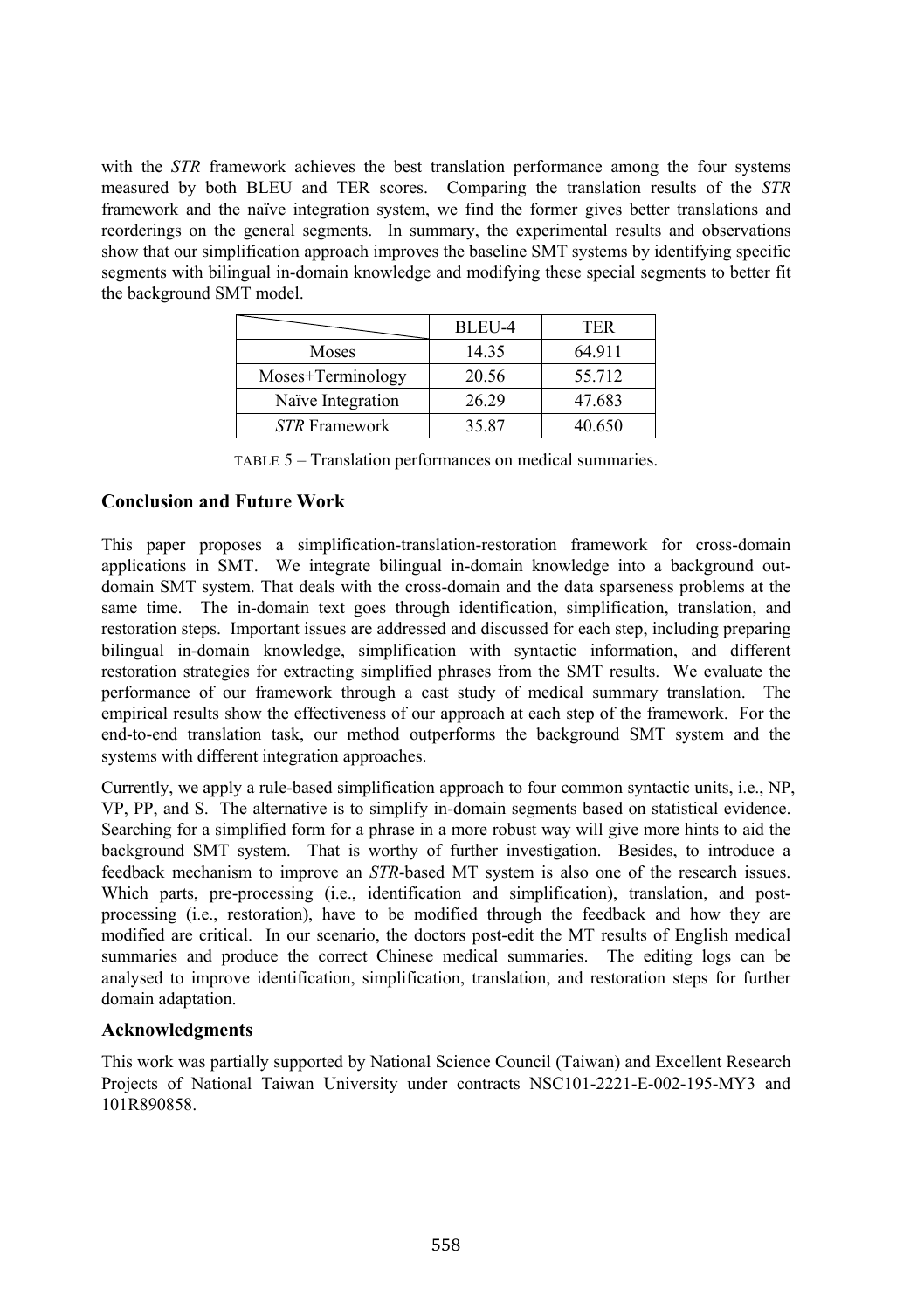with the *STR* framework achieves the best translation performance among the four systems measured by both BLEU and TER scores. Comparing the translation results of the *STR* framework and the naïve integration system, we find the former gives better translations and reorderings on the general segments. In summary, the experimental results and observations show that our simplification approach improves the baseline SMT systems by identifying specific segments with bilingual in-domain knowledge and modifying these special segments to better fit the background SMT model.

| | BLEU-4 | TER |
|---|---|---|
| Moses | 14.35 | 64.911 |
| Moses+Terminology | 20.56 | 55.712 |
| Naïve Integration | 26.29 | 47.683 |
| *STR* Framework | 35.87 | 40.650 |

TABLE 5 – Translation performances on medical summaries.

## Conclusion and Future Work

This paper proposes a simplification-translation-restoration framework for cross-domain applications in SMT. We integrate bilingual in-domain knowledge into a background out-domain SMT system. That deals with the cross-domain and the data sparseness problems at the same time. The in-domain text goes through identification, simplification, translation, and restoration steps. Important issues are addressed and discussed for each step, including preparing bilingual in-domain knowledge, simplification with syntactic information, and different restoration strategies for extracting simplified phrases from the SMT results. We evaluate the performance of our framework through a cast study of medical summary translation. The empirical results show the effectiveness of our approach at each step of the framework. For the end-to-end translation task, our method outperforms the background SMT system and the systems with different integration approaches.

Currently, we apply a rule-based simplification approach to four common syntactic units, i.e., NP, VP, PP, and S. The alternative is to simplify in-domain segments based on statistical evidence. Searching for a simplified form for a phrase in a more robust way will give more hints to aid the background SMT system. That is worthy of further investigation. Besides, to introduce a feedback mechanism to improve an *STR*-based MT system is also one of the research issues. Which parts, pre-processing (i.e., identification and simplification), translation, and post-processing (i.e., restoration), have to be modified through the feedback and how they are modified are critical. In our scenario, the doctors post-edit the MT results of English medical summaries and produce the correct Chinese medical summaries. The editing logs can be analysed to improve identification, simplification, translation, and restoration steps for further domain adaptation.

## Acknowledgments

This work was partially supported by National Science Council (Taiwan) and Excellent Research Projects of National Taiwan University under contracts NSC101-2221-E-002-195-MY3 and 101R890858.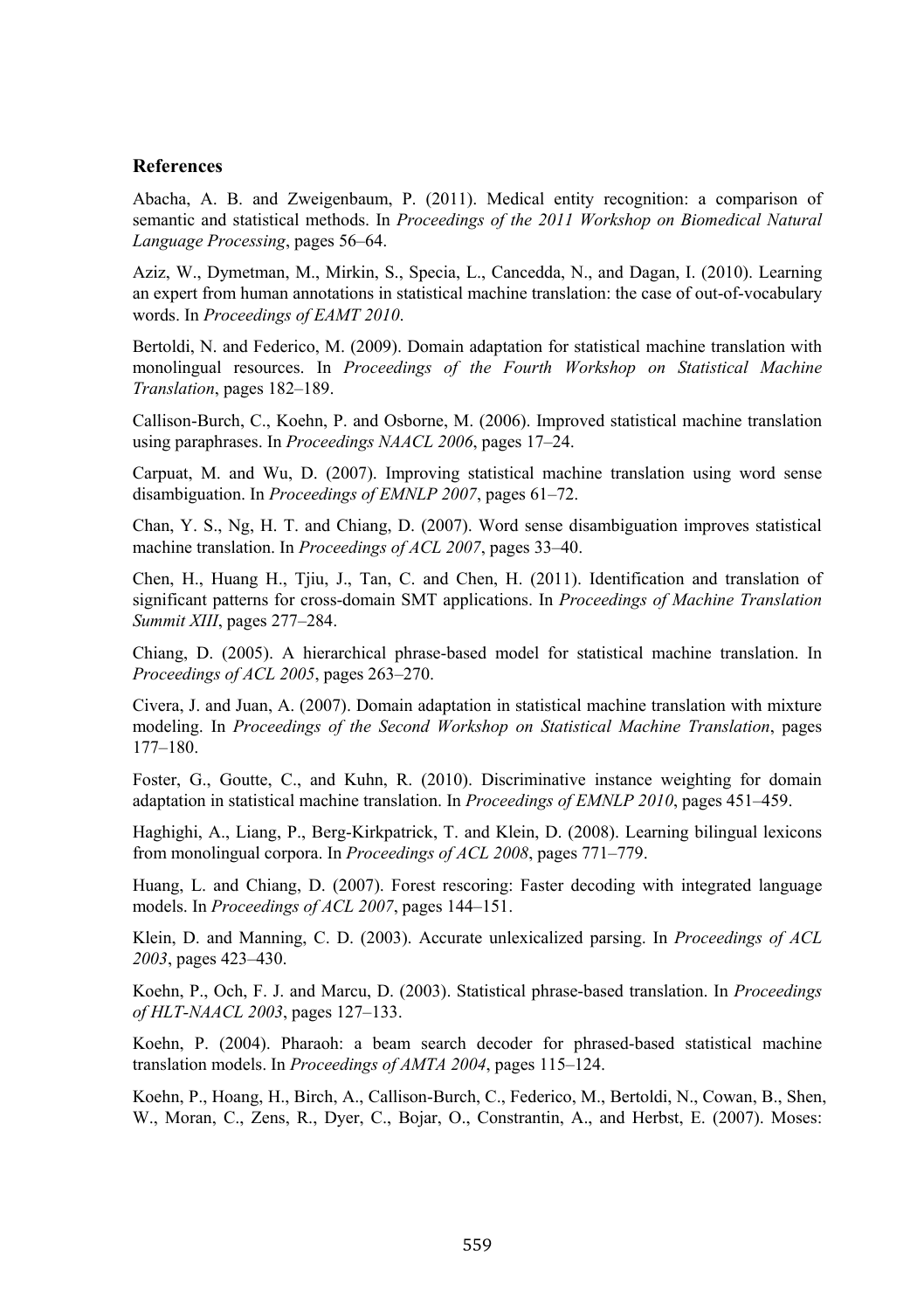### References

Abacha, A. B. and Zweigenbaum, P. (2011). Medical entity recognition: a comparison of semantic and statistical methods. In *Proceedings of the 2011 Workshop on Biomedical Natural Language Processing*, pages 56–64.

Aziz, W., Dymetman, M., Mirkin, S., Specia, L., Cancedda, N., and Dagan, I. (2010). Learning an expert from human annotations in statistical machine translation: the case of out-of-vocabulary words. In *Proceedings of EAMT 2010*.

Bertoldi, N. and Federico, M. (2009). Domain adaptation for statistical machine translation with monolingual resources. In *Proceedings of the Fourth Workshop on Statistical Machine Translation*, pages 182–189.

Callison-Burch, C., Koehn, P. and Osborne, M. (2006). Improved statistical machine translation using paraphrases. In *Proceedings NAACL 2006*, pages 17–24.

Carpuat, M. and Wu, D. (2007). Improving statistical machine translation using word sense disambiguation. In *Proceedings of EMNLP 2007*, pages 61–72.

Chan, Y. S., Ng, H. T. and Chiang, D. (2007). Word sense disambiguation improves statistical machine translation. In *Proceedings of ACL 2007*, pages 33–40.

Chen, H., Huang H., Tjiu, J., Tan, C. and Chen, H. (2011). Identification and translation of significant patterns for cross-domain SMT applications. In *Proceedings of Machine Translation Summit XIII*, pages 277–284.

Chiang, D. (2005). A hierarchical phrase-based model for statistical machine translation. In *Proceedings of ACL 2005*, pages 263–270.

Civera, J. and Juan, A. (2007). Domain adaptation in statistical machine translation with mixture modeling. In *Proceedings of the Second Workshop on Statistical Machine Translation*, pages 177–180.

Foster, G., Goutte, C., and Kuhn, R. (2010). Discriminative instance weighting for domain adaptation in statistical machine translation. In *Proceedings of EMNLP 2010*, pages 451–459.

Haghighi, A., Liang, P., Berg-Kirkpatrick, T. and Klein, D. (2008). Learning bilingual lexicons from monolingual corpora. In *Proceedings of ACL 2008*, pages 771–779.

Huang, L. and Chiang, D. (2007). Forest rescoring: Faster decoding with integrated language models. In *Proceedings of ACL 2007*, pages 144–151.

Klein, D. and Manning, C. D. (2003). Accurate unlexicalized parsing. In *Proceedings of ACL 2003*, pages 423–430.

Koehn, P., Och, F. J. and Marcu, D. (2003). Statistical phrase-based translation. In *Proceedings of HLT-NAACL 2003*, pages 127–133.

Koehn, P. (2004). Pharaoh: a beam search decoder for phrased-based statistical machine translation models. In *Proceedings of AMTA 2004*, pages 115–124.

Koehn, P., Hoang, H., Birch, A., Callison-Burch, C., Federico, M., Bertoldi, N., Cowan, B., Shen, W., Moran, C., Zens, R., Dyer, C., Bojar, O., Constrantin, A., and Herbst, E. (2007). Moses: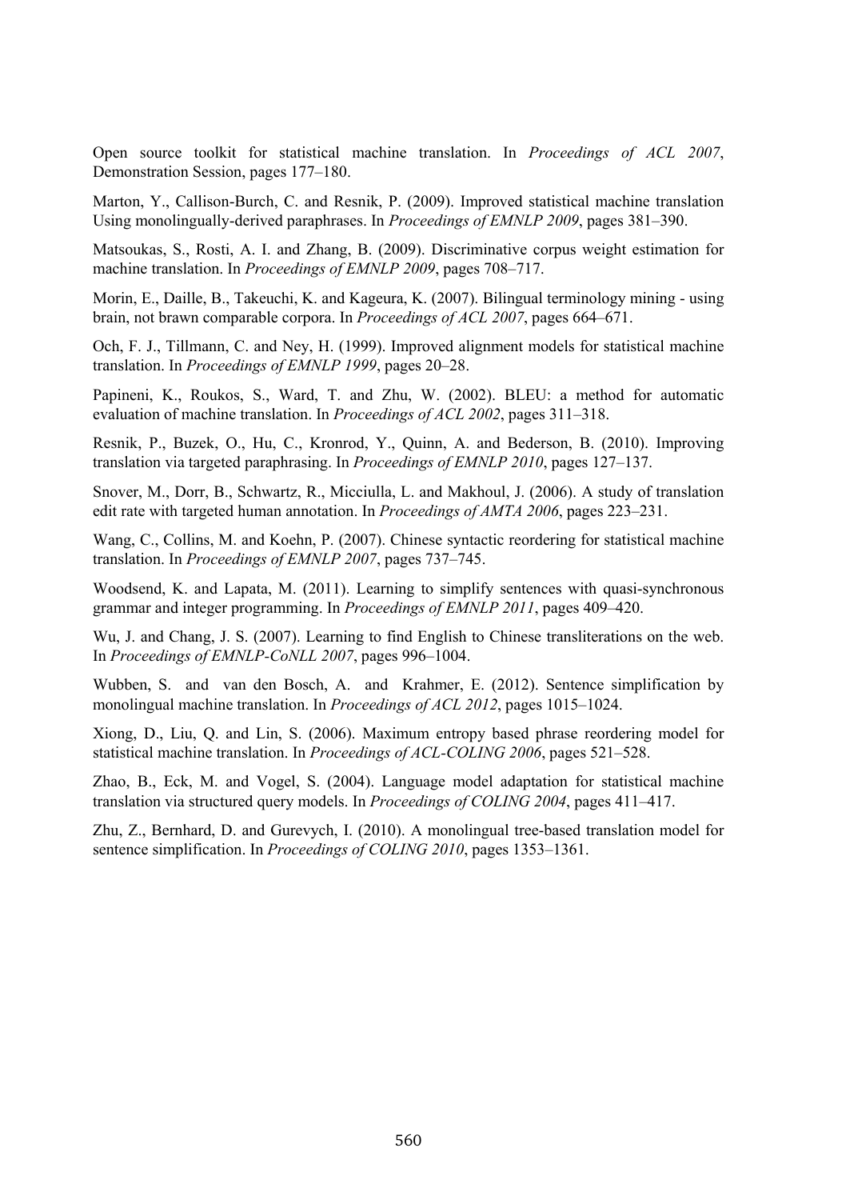Open source toolkit for statistical machine translation. In *Proceedings of ACL 2007*, Demonstration Session, pages 177–180.

Marton, Y., Callison-Burch, C. and Resnik, P. (2009). Improved statistical machine translation Using monolingually-derived paraphrases. In *Proceedings of EMNLP 2009*, pages 381–390.

Matsoukas, S., Rosti, A. I. and Zhang, B. (2009). Discriminative corpus weight estimation for machine translation. In *Proceedings of EMNLP 2009*, pages 708–717.

Morin, E., Daille, B., Takeuchi, K. and Kageura, K. (2007). Bilingual terminology mining - using brain, not brawn comparable corpora. In *Proceedings of ACL 2007*, pages 664–671.

Och, F. J., Tillmann, C. and Ney, H. (1999). Improved alignment models for statistical machine translation. In *Proceedings of EMNLP 1999*, pages 20–28.

Papineni, K., Roukos, S., Ward, T. and Zhu, W. (2002). BLEU: a method for automatic evaluation of machine translation. In *Proceedings of ACL 2002*, pages 311–318.

Resnik, P., Buzek, O., Hu, C., Kronrod, Y., Quinn, A. and Bederson, B. (2010). Improving translation via targeted paraphrasing. In *Proceedings of EMNLP 2010*, pages 127–137.

Snover, M., Dorr, B., Schwartz, R., Micciulla, L. and Makhoul, J. (2006). A study of translation edit rate with targeted human annotation. In *Proceedings of AMTA 2006*, pages 223–231.

Wang, C., Collins, M. and Koehn, P. (2007). Chinese syntactic reordering for statistical machine translation. In *Proceedings of EMNLP 2007*, pages 737–745.

Woodsend, K. and Lapata, M. (2011). Learning to simplify sentences with quasi-synchronous grammar and integer programming. In *Proceedings of EMNLP 2011*, pages 409–420.

Wu, J. and Chang, J. S. (2007). Learning to find English to Chinese transliterations on the web. In *Proceedings of EMNLP-CoNLL 2007*, pages 996–1004.

Wubben, S. and van den Bosch, A. and Krahmer, E. (2012). Sentence simplification by monolingual machine translation. In *Proceedings of ACL 2012*, pages 1015–1024.

Xiong, D., Liu, Q. and Lin, S. (2006). Maximum entropy based phrase reordering model for statistical machine translation. In *Proceedings of ACL-COLING 2006*, pages 521–528.

Zhao, B., Eck, M. and Vogel, S. (2004). Language model adaptation for statistical machine translation via structured query models. In *Proceedings of COLING 2004*, pages 411–417.

Zhu, Z., Bernhard, D. and Gurevych, I. (2010). A monolingual tree-based translation model for sentence simplification. In *Proceedings of COLING 2010*, pages 1353–1361.